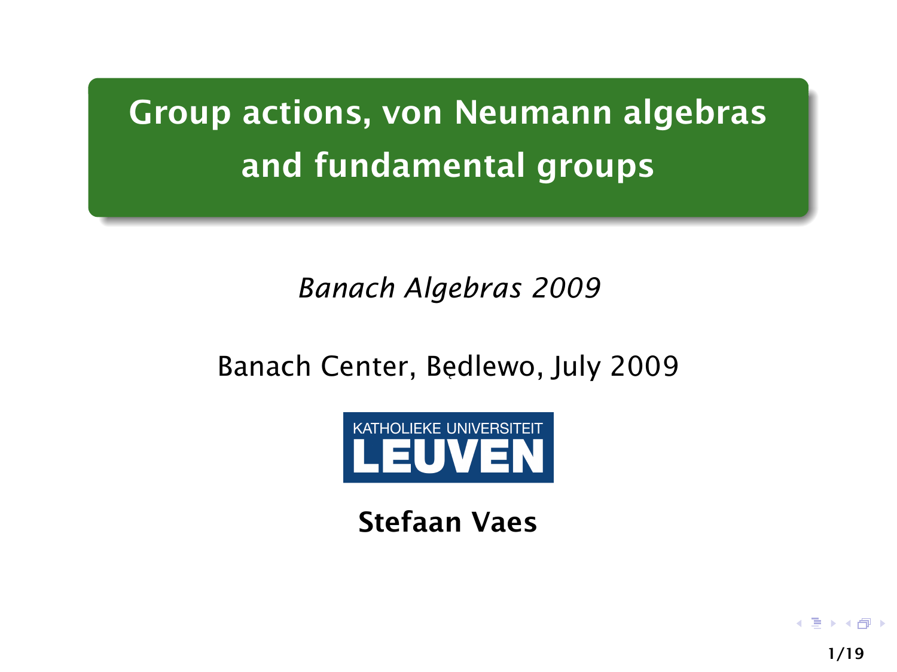# Group actions, von Neumann algebras and fundamental groups

*Banach Algebras 2009*

Banach Center, Będlewo, July 2009

KATHOLIEKE UNIVERSITEIT LEUVEN

**Stefaan Vaes**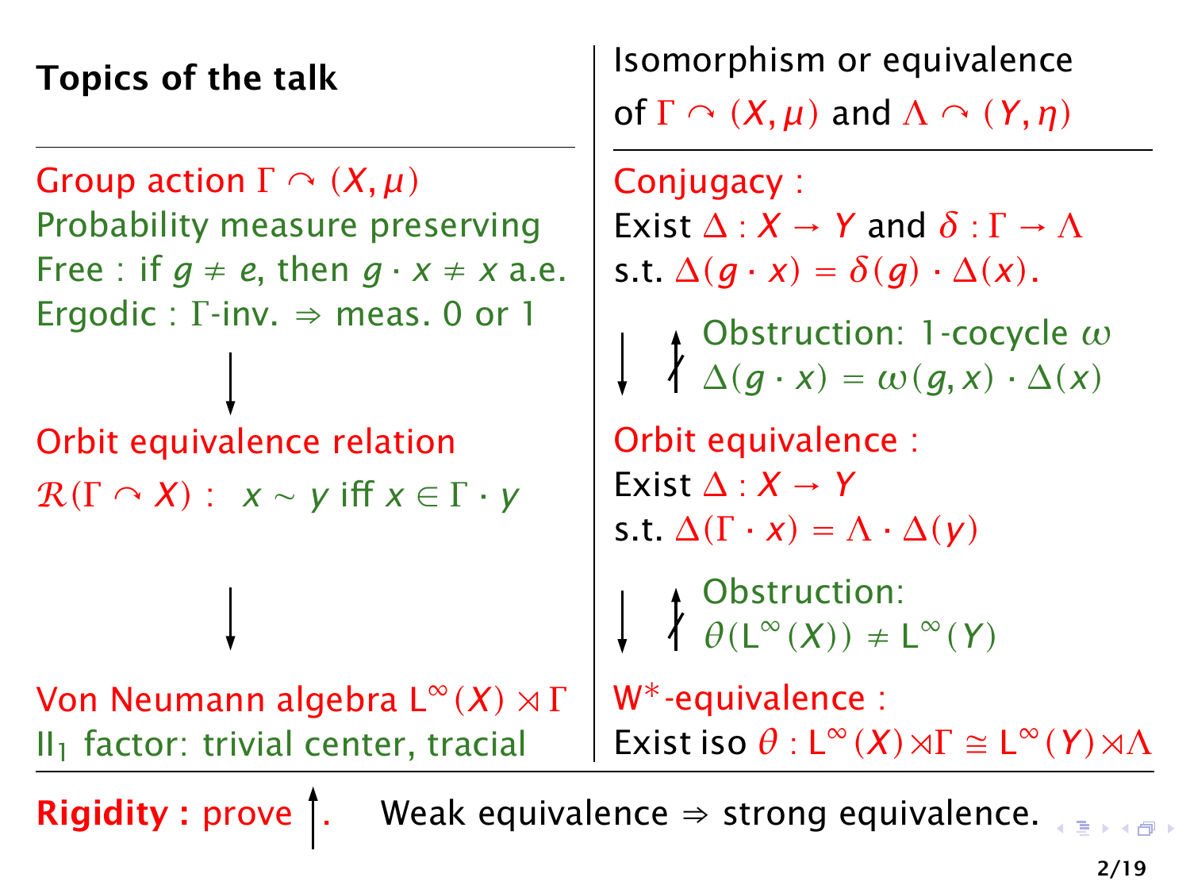**Topics of the talk**

Group action $\Gamma \curvearrowright (X, \mu)$

Probability measure preserving

Free : if $g \neq e$, then $g \cdot x \neq x$ a.e.

Ergodic : $\Gamma$-inv. $\Rightarrow$ meas. 0 or 1

$\downarrow$

Orbit equivalence relation

$\mathcal{R}(\Gamma \curvearrowright X)$ : $x \sim y$ iff $x \in \Gamma \cdot y$

$\downarrow$

Von Neumann algebra $L^\infty(X) \rtimes \Gamma$

$II_1$ factor: trivial center, tracial

---

Isomorphism or equivalence of $\Gamma \curvearrowright (X, \mu)$ and $\Lambda \curvearrowright (Y, \eta)$

Conjugacy :

Exist $\Delta : X \to Y$ and $\delta : \Gamma \to \Lambda$ s.t. $\Delta(g \cdot x) = \delta(g) \cdot \Delta(x)$.

$\downarrow$ $\not\uparrow$ Obstruction: 1-cocycle $\omega$

$\Delta(g \cdot x) = \omega(g, x) \cdot \Delta(x)$

Orbit equivalence :

Exist $\Delta : X \to Y$ s.t. $\Delta(\Gamma \cdot x) = \Lambda \cdot \Delta(y)$

$\downarrow$ $\not\uparrow$ Obstruction:

$\theta(L^\infty(X)) \neq L^\infty(Y)$

W*-equivalence :

Exist iso $\theta : L^\infty(X) \rtimes \Gamma \cong L^\infty(Y) \rtimes \Lambda$

---

**Rigidity :** prove $\uparrow$. Weak equivalence $\Rightarrow$ strong equivalence.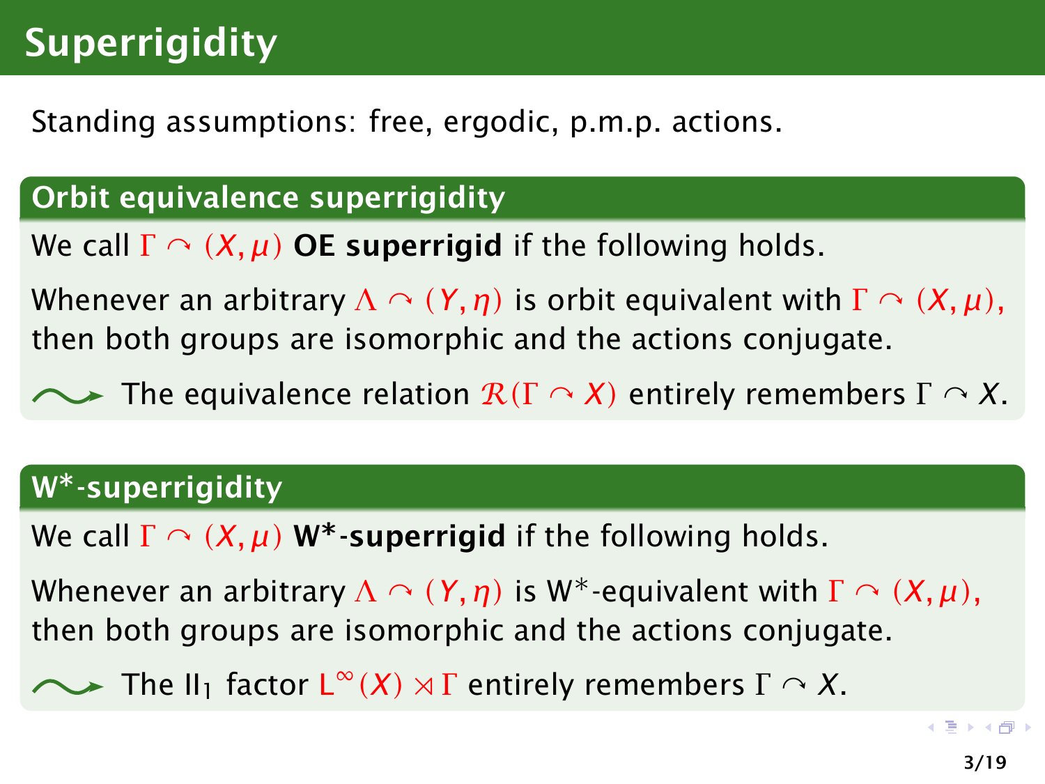# Superrigidity

Standing assumptions: free, ergodic, p.m.p. actions.

## Orbit equivalence superrigidity

We call $\Gamma \curvearrowright (X, \mu)$ **OE superrigid** if the following holds.

Whenever an arbitrary $\Lambda \curvearrowright (Y, \eta)$ is orbit equivalent with $\Gamma \curvearrowright (X, \mu)$, then both groups are isomorphic and the actions conjugate.

⤳ The equivalence relation $\mathcal{R}(\Gamma \curvearrowright X)$ entirely remembers $\Gamma \curvearrowright X$.

## W*-superrigidity

We call $\Gamma \curvearrowright (X, \mu)$ **W*-superrigid** if the following holds.

Whenever an arbitrary $\Lambda \curvearrowright (Y, \eta)$ is W*-equivalent with $\Gamma \curvearrowright (X, \mu)$, then both groups are isomorphic and the actions conjugate.

⤳ The $\text{II}_1$ factor $\text{L}^\infty(X) \rtimes \Gamma$ entirely remembers $\Gamma \curvearrowright X$.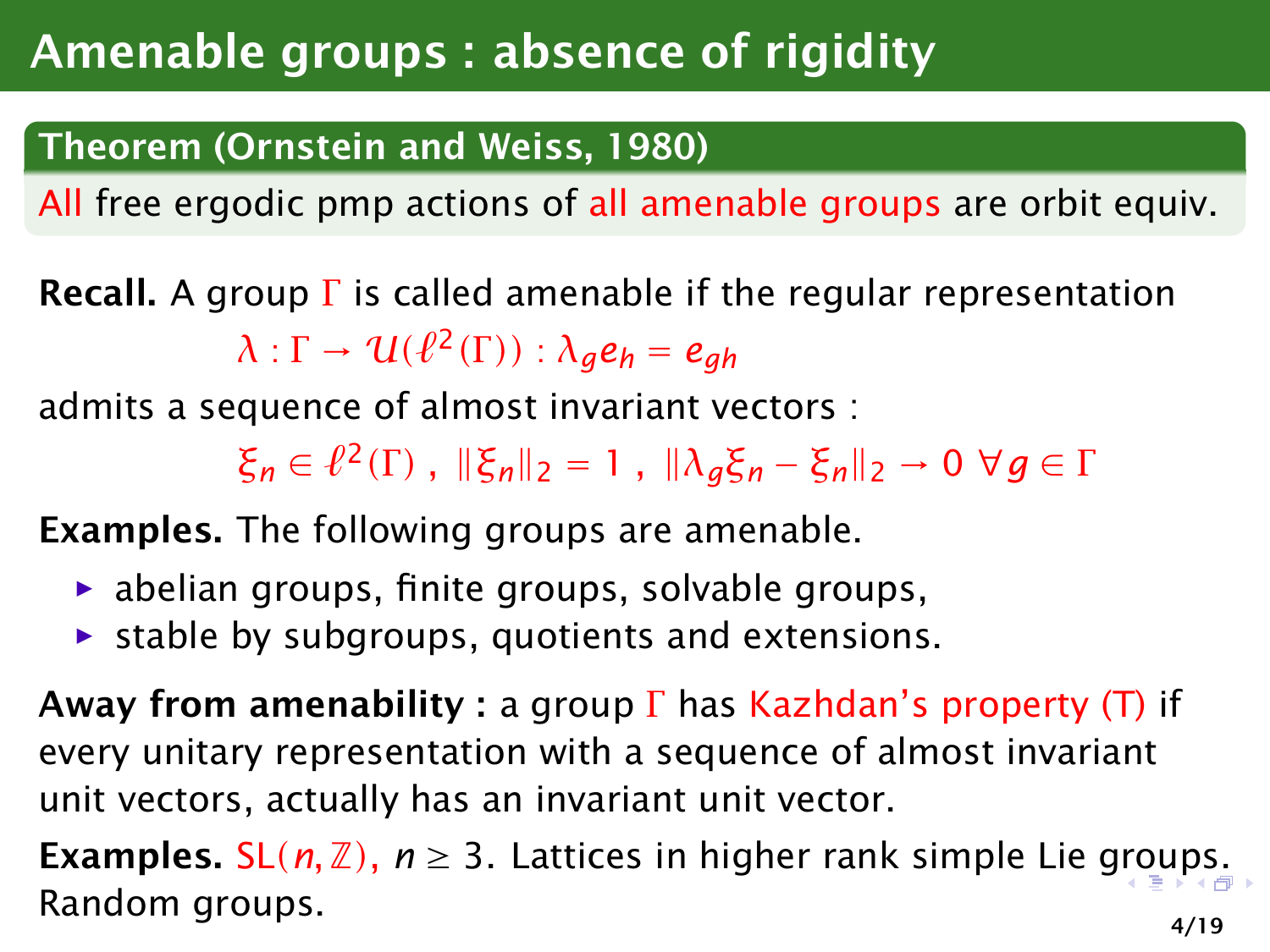# Amenable groups : absence of rigidity

**Theorem (Ornstein and Weiss, 1980)**

All free ergodic pmp actions of all amenable groups are orbit equiv.

**Recall.** A group $\Gamma$ is called amenable if the regular representation

$$\lambda : \Gamma \to \mathcal{U}(\ell^2(\Gamma)) : \lambda_g e_h = e_{gh}$$

admits a sequence of almost invariant vectors :

$$\xi_n \in \ell^2(\Gamma) \text{ , } \|\xi_n\|_2 = 1 \text{ , } \|\lambda_g \xi_n - \xi_n\|_2 \to 0 \ \forall g \in \Gamma$$

**Examples.** The following groups are amenable.

- abelian groups, finite groups, solvable groups,
- stable by subgroups, quotients and extensions.

**Away from amenability :** a group $\Gamma$ has Kazhdan's property (T) if every unitary representation with a sequence of almost invariant unit vectors, actually has an invariant unit vector.

**Examples.** $\mathrm{SL}(n, \mathbb{Z})$, $n \geq 3$. Lattices in higher rank simple Lie groups. Random groups.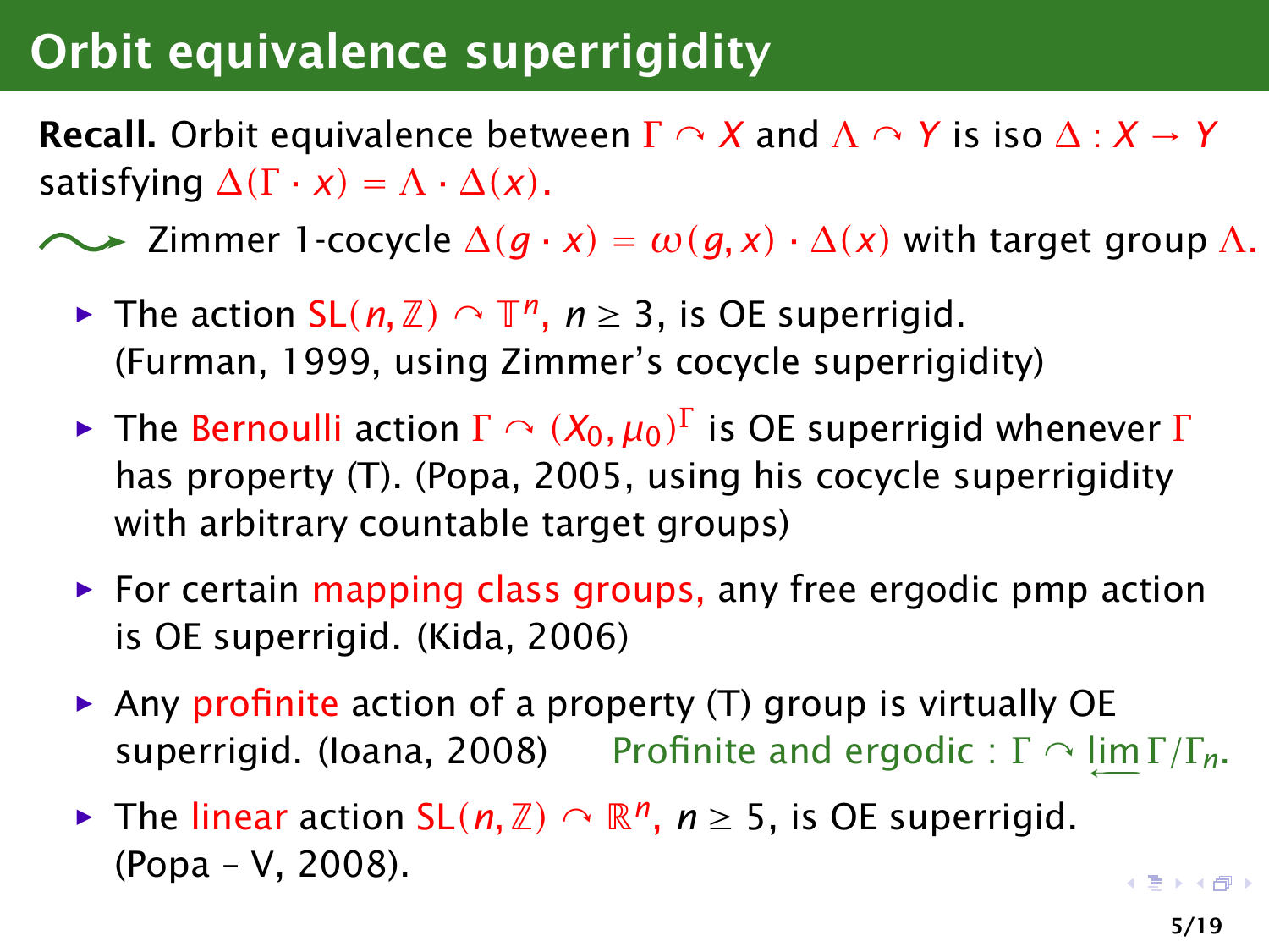# Orbit equivalence superrigidity

**Recall.** Orbit equivalence between $\Gamma \curvearrowright X$ and $\Lambda \curvearrowright Y$ is iso $\Delta : X \to Y$ satisfying $\Delta(\Gamma \cdot x) = \Lambda \cdot \Delta(x)$.

$\rightsquigarrow$ Zimmer 1-cocycle $\Delta(g \cdot x) = \omega(g, x) \cdot \Delta(x)$ with target group $\Lambda$.

- The action $\mathrm{SL}(n, \mathbb{Z}) \curvearrowright \mathbb{T}^n$, $n \geq 3$, is OE superrigid. (Furman, 1999, using Zimmer's cocycle superrigidity)
- The Bernoulli action $\Gamma \curvearrowright (X_0, \mu_0)^\Gamma$ is OE superrigid whenever $\Gamma$ has property (T). (Popa, 2005, using his cocycle superrigidity with arbitrary countable target groups)
- For certain mapping class groups, any free ergodic pmp action is OE superrigid. (Kida, 2006)
- Any profinite action of a property (T) group is virtually OE superrigid. (Ioana, 2008) Profinite and ergodic : $\Gamma \curvearrowright \varprojlim \Gamma/\Gamma_n$.
- The linear action $\mathrm{SL}(n, \mathbb{Z}) \curvearrowright \mathbb{R}^n$, $n \geq 5$, is OE superrigid. (Popa – V, 2008).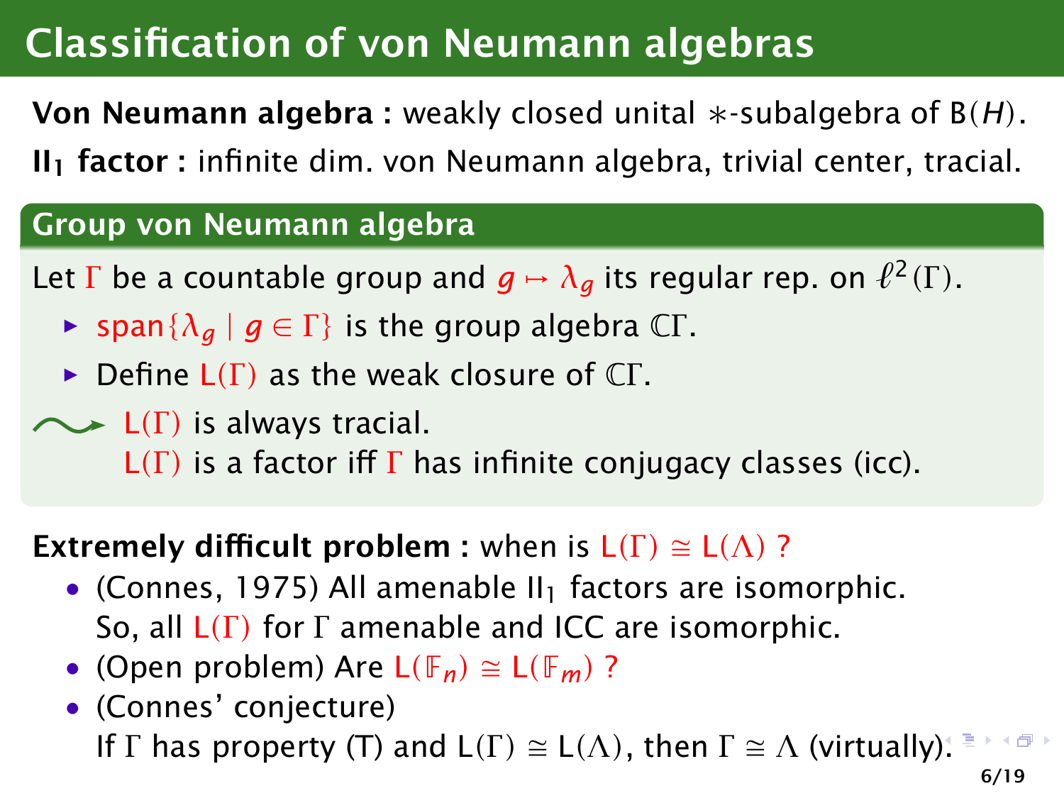# Classification of von Neumann algebras

**Von Neumann algebra :** weakly closed unital $*$-subalgebra of $B(H)$.

**$II_1$ factor :** infinite dim. von Neumann algebra, trivial center, tracial.

## Group von Neumann algebra

Let $\Gamma$ be a countable group and $g \mapsto \lambda_g$ its regular rep. on $\ell^2(\Gamma)$.

- $\text{span}\{\lambda_g \mid g \in \Gamma\}$ is the group algebra $\mathbb{C}\Gamma$.
- Define $L(\Gamma)$ as the weak closure of $\mathbb{C}\Gamma$.

$\rightsquigarrow$ $L(\Gamma)$ is always tracial.
$L(\Gamma)$ is a factor iff $\Gamma$ has infinite conjugacy classes (icc).

**Extremely difficult problem :** when is $L(\Gamma) \cong L(\Lambda)$ ?

- (Connes, 1975) All amenable $II_1$ factors are isomorphic.
  So, all $L(\Gamma)$ for $\Gamma$ amenable and ICC are isomorphic.
- (Open problem) Are $L(\mathbb{F}_n) \cong L(\mathbb{F}_m)$ ?
- (Connes' conjecture)
  If $\Gamma$ has property (T) and $L(\Gamma) \cong L(\Lambda)$, then $\Gamma \cong \Lambda$ (virtually).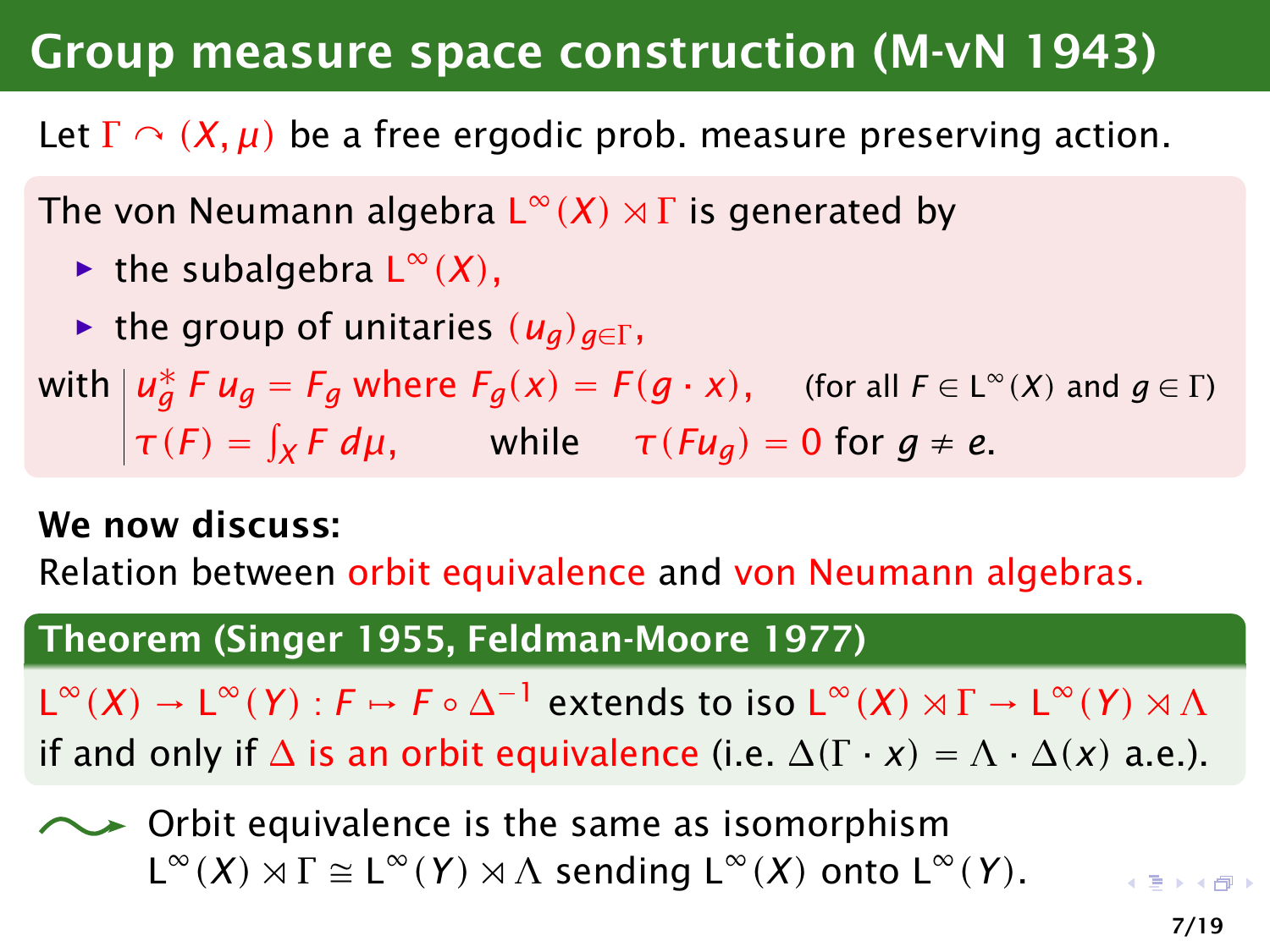# Group measure space construction (M-vN 1943)

Let $\Gamma \curvearrowright (X,\mu)$ be a free ergodic prob. measure preserving action.

The von Neumann algebra $L^\infty(X) \rtimes \Gamma$ is generated by

- the subalgebra $L^\infty(X)$,
- the group of unitaries $(u_g)_{g\in\Gamma}$,

with
$$u_g^* F u_g = F_g \text{ where } F_g(x) = F(g\cdot x), \quad \text{(for all } F \in L^\infty(X) \text{ and } g \in \Gamma)$$
$$\tau(F) = \int_X F \, d\mu, \quad \text{while} \quad \tau(F u_g) = 0 \text{ for } g \neq e.$$

**We now discuss:**
Relation between orbit equivalence and von Neumann algebras.

**Theorem (Singer 1955, Feldman-Moore 1977)**

$L^\infty(X) \to L^\infty(Y) : F \mapsto F \circ \Delta^{-1}$ extends to iso $L^\infty(X) \rtimes \Gamma \to L^\infty(Y) \rtimes \Lambda$ if and only if $\Delta$ is an orbit equivalence (i.e. $\Delta(\Gamma \cdot x) = \Lambda \cdot \Delta(x)$ a.e.).

⟿ Orbit equivalence is the same as isomorphism $L^\infty(X) \rtimes \Gamma \cong L^\infty(Y) \rtimes \Lambda$ sending $L^\infty(X)$ onto $L^\infty(Y)$.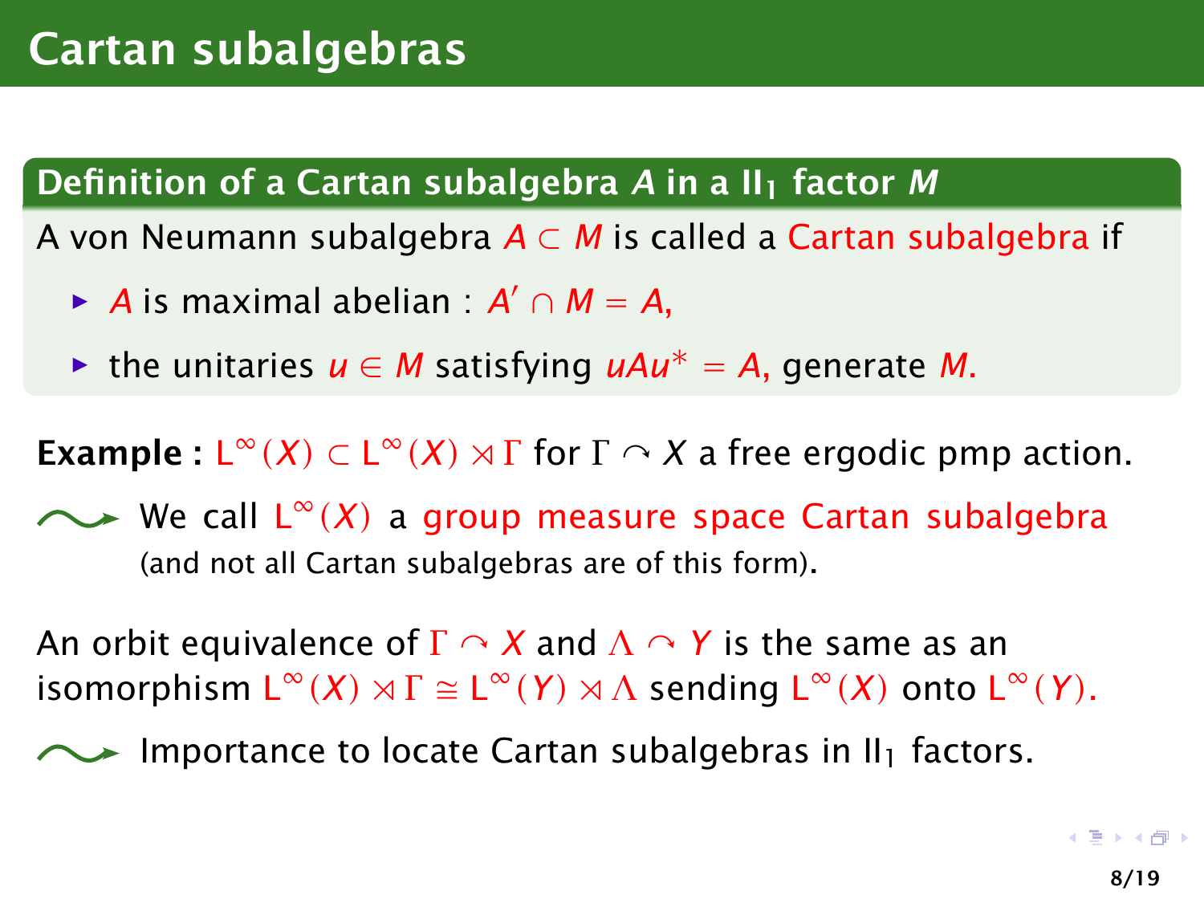# Cartan subalgebras

**Definition of a Cartan subalgebra $A$ in a $\mathrm{II}_1$ factor $M$**

A von Neumann subalgebra $A \subset M$ is called a Cartan subalgebra if

- $A$ is maximal abelian : $A' \cap M = A$,
- the unitaries $u \in M$ satisfying $uAu^* = A$, generate $M$.

**Example :** $\mathrm{L}^\infty(X) \subset \mathrm{L}^\infty(X) \rtimes \Gamma$ for $\Gamma \curvearrowright X$ a free ergodic pmp action.

⟿ We call $\mathrm{L}^\infty(X)$ a group measure space Cartan subalgebra (and not all Cartan subalgebras are of this form).

An orbit equivalence of $\Gamma \curvearrowright X$ and $\Lambda \curvearrowright Y$ is the same as an isomorphism $\mathrm{L}^\infty(X) \rtimes \Gamma \cong \mathrm{L}^\infty(Y) \rtimes \Lambda$ sending $\mathrm{L}^\infty(X)$ onto $\mathrm{L}^\infty(Y)$.

⟿ Importance to locate Cartan subalgebras in $\mathrm{II}_1$ factors.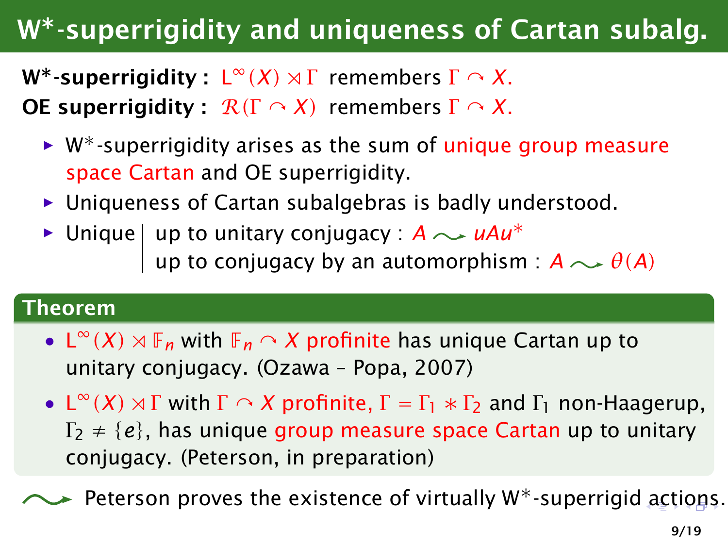# W*-superrigidity and uniqueness of Cartan subalg.

**W*-superrigidity :** $L^\infty(X) \rtimes \Gamma$ remembers $\Gamma \curvearrowright X$.

**OE superrigidity :** $\mathcal{R}(\Gamma \curvearrowright X)$ remembers $\Gamma \curvearrowright X$.

- W*-superrigidity arises as the sum of unique group measure space Cartan and OE superrigidity.
- Uniqueness of Cartan subalgebras is badly understood.
- Unique
  - up to unitary conjugacy : $A \rightsquigarrow uAu^*$
  - up to conjugacy by an automorphism : $A \rightsquigarrow \theta(A)$

**Theorem**

- $L^\infty(X) \rtimes \mathbb{F}_n$ with $\mathbb{F}_n \curvearrowright X$ profinite has unique Cartan up to unitary conjugacy. (Ozawa – Popa, 2007)
- $L^\infty(X) \rtimes \Gamma$ with $\Gamma \curvearrowright X$ profinite, $\Gamma = \Gamma_1 * \Gamma_2$ and $\Gamma_1$ non-Haagerup, $\Gamma_2 \neq \{e\}$, has unique group measure space Cartan up to unitary conjugacy. (Peterson, in preparation)

$\rightsquigarrow$ Peterson proves the existence of virtually W*-superrigid actions.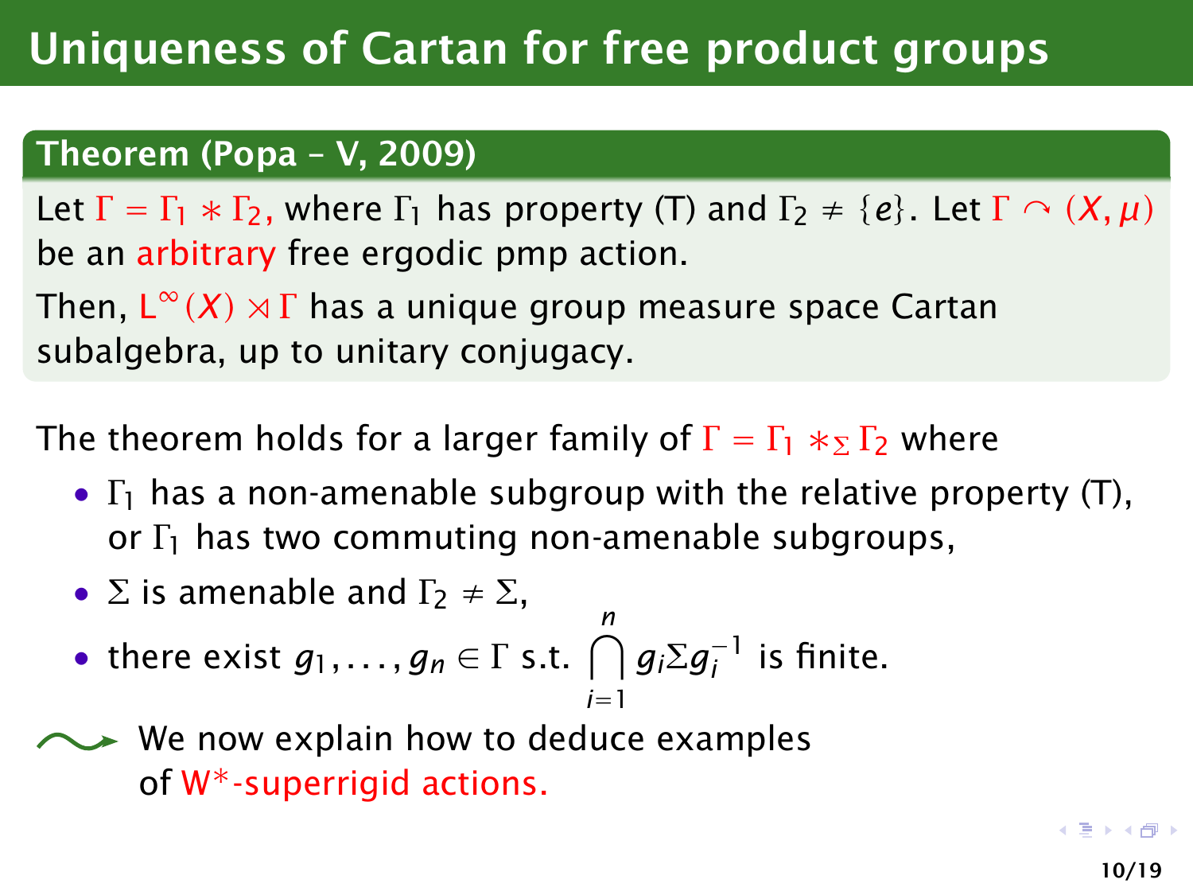# Uniqueness of Cartan for free product groups

**Theorem (Popa – V, 2009)**

Let $\Gamma = \Gamma_1 * \Gamma_2$, where $\Gamma_1$ has property (T) and $\Gamma_2 \neq \{e\}$. Let $\Gamma \curvearrowright (X, \mu)$ be an arbitrary free ergodic pmp action.

Then, $L^\infty(X) \rtimes \Gamma$ has a unique group measure space Cartan subalgebra, up to unitary conjugacy.

The theorem holds for a larger family of $\Gamma = \Gamma_1 *_\Sigma \Gamma_2$ where

- $\Gamma_1$ has a non-amenable subgroup with the relative property (T), or $\Gamma_1$ has two commuting non-amenable subgroups,
- $\Sigma$ is amenable and $\Gamma_2 \neq \Sigma$,
- there exist $g_1, \ldots, g_n \in \Gamma$ s.t. $\bigcap_{i=1}^{n} g_i \Sigma g_i^{-1}$ is finite.

⤳ We now explain how to deduce examples of W*-superrigid actions.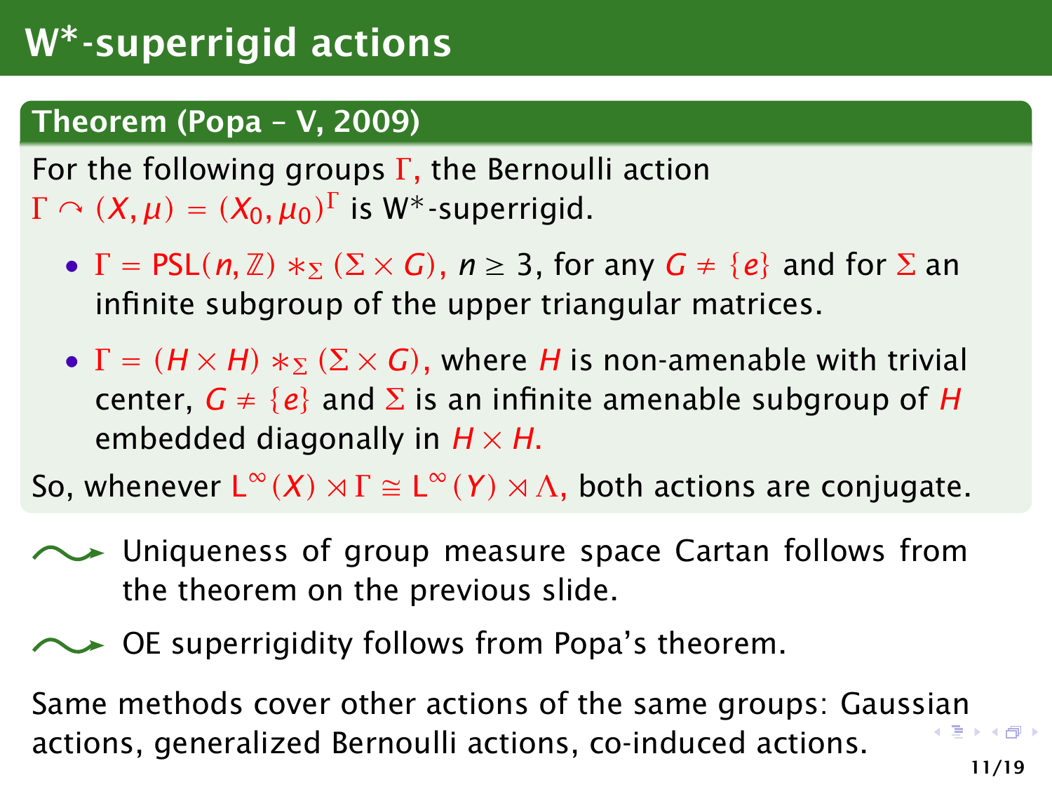# W*-superrigid actions

**Theorem (Popa – V, 2009)**

For the following groups $\Gamma$, the Bernoulli action $\Gamma \curvearrowright (X, \mu) = (X_0, \mu_0)^\Gamma$ is W*-superrigid.

- $\Gamma = \mathrm{PSL}(n, \mathbb{Z}) *_\Sigma (\Sigma \times G)$, $n \geq 3$, for any $G \neq \{e\}$ and for $\Sigma$ an infinite subgroup of the upper triangular matrices.
- $\Gamma = (H \times H) *_\Sigma (\Sigma \times G)$, where $H$ is non-amenable with trivial center, $G \neq \{e\}$ and $\Sigma$ is an infinite amenable subgroup of $H$ embedded diagonally in $H \times H$.

So, whenever $\mathrm{L}^\infty(X) \rtimes \Gamma \cong \mathrm{L}^\infty(Y) \rtimes \Lambda$, both actions are conjugate.

$\leadsto$ Uniqueness of group measure space Cartan follows from the theorem on the previous slide.

$\leadsto$ OE superrigidity follows from Popa's theorem.

Same methods cover other actions of the same groups: Gaussian actions, generalized Bernoulli actions, co-induced actions.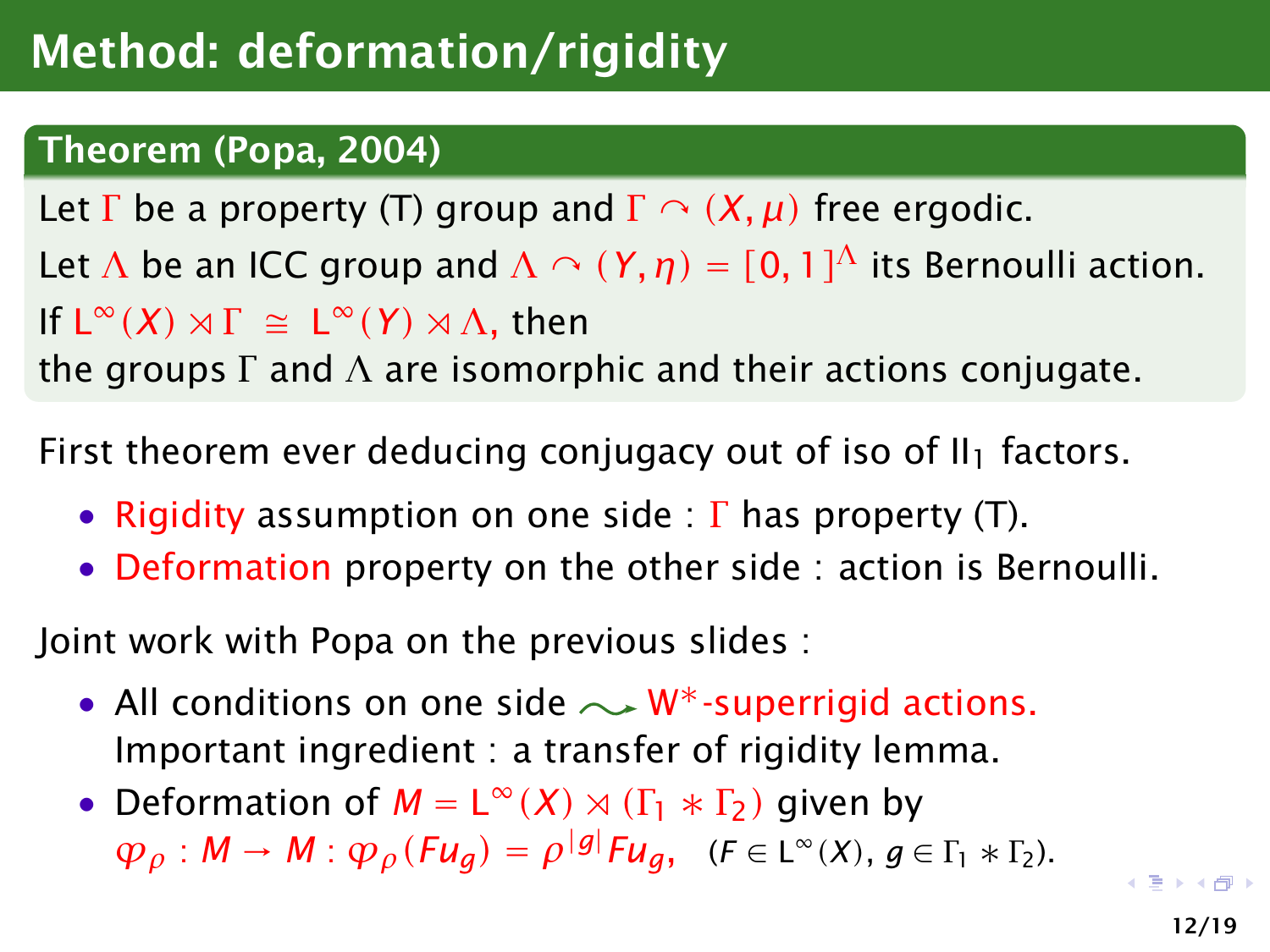# Method: deformation/rigidity

**Theorem (Popa, 2004)**

Let $\Gamma$ be a property (T) group and $\Gamma \curvearrowright (X, \mu)$ free ergodic.
Let $\Lambda$ be an ICC group and $\Lambda \curvearrowright (Y, \eta) = [0, 1]^\Lambda$ its Bernoulli action.
If $L^\infty(X) \rtimes \Gamma \cong L^\infty(Y) \rtimes \Lambda$, then
the groups $\Gamma$ and $\Lambda$ are isomorphic and their actions conjugate.

First theorem ever deducing conjugacy out of iso of $II_1$ factors.

- Rigidity assumption on one side : $\Gamma$ has property (T).
- Deformation property on the other side : action is Bernoulli.

Joint work with Popa on the previous slides :

- All conditions on one side $\rightsquigarrow$ W*-superrigid actions.
  Important ingredient : a transfer of rigidity lemma.
- Deformation of $M = L^\infty(X) \rtimes (\Gamma_1 * \Gamma_2)$ given by
  $\varphi_\rho : M \to M : \varphi_\rho(Fu_g) = \rho^{|g|} Fu_g$, $(F \in L^\infty(X), g \in \Gamma_1 * \Gamma_2)$.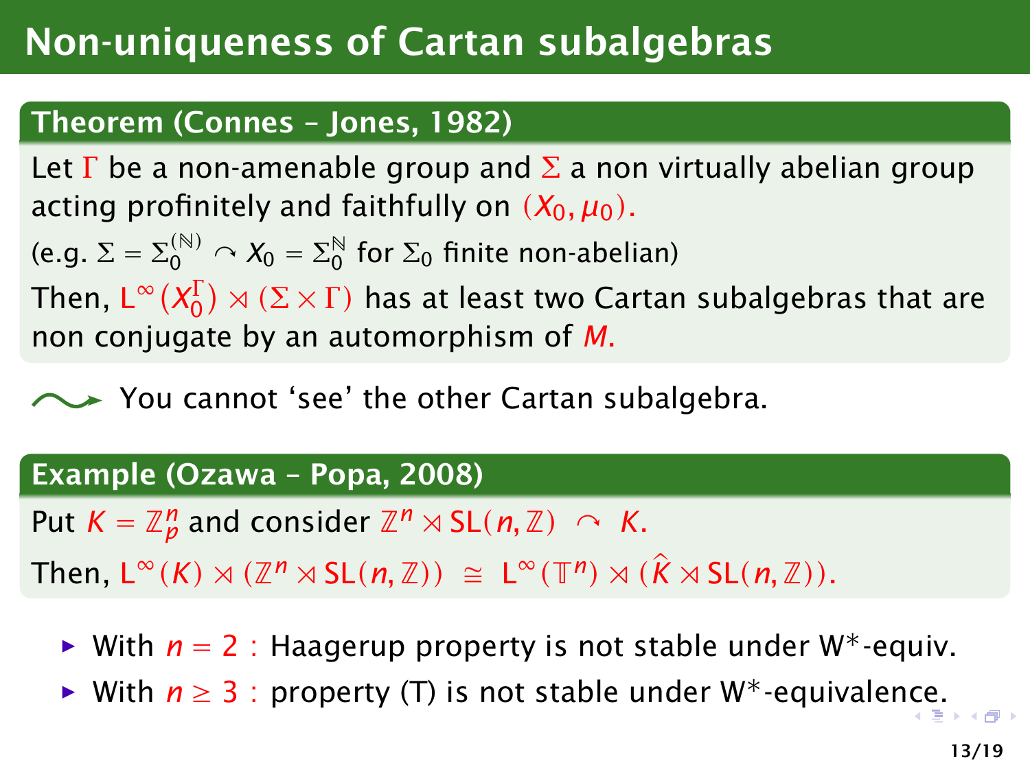# Non-uniqueness of Cartan subalgebras

**Theorem (Connes – Jones, 1982)**

Let $\Gamma$ be a non-amenable group and $\Sigma$ a non virtually abelian group acting profinitely and faithfully on $(X_0, \mu_0)$.

(e.g. $\Sigma = \Sigma_0^{(\mathbb{N})} \curvearrowright X_0 = \Sigma_0^{\mathbb{N}}$ for $\Sigma_0$ finite non-abelian)

Then, $\mathrm{L}^\infty(X_0^\Gamma) \rtimes (\Sigma \times \Gamma)$ has at least two Cartan subalgebras that are non conjugate by an automorphism of $M$.

⤳ You cannot 'see' the other Cartan subalgebra.

**Example (Ozawa – Popa, 2008)**

Put $K = \mathbb{Z}_p^n$ and consider $\mathbb{Z}^n \rtimes \mathrm{SL}(n, \mathbb{Z}) \curvearrowright K$.

Then, $\mathrm{L}^\infty(K) \rtimes (\mathbb{Z}^n \rtimes \mathrm{SL}(n, \mathbb{Z})) \cong \mathrm{L}^\infty(\mathbb{T}^n) \rtimes (\widehat{K} \rtimes \mathrm{SL}(n, \mathbb{Z}))$.

- With $n = 2$ : Haagerup property is not stable under W*-equiv.
- With $n \geq 3$ : property (T) is not stable under W*-equivalence.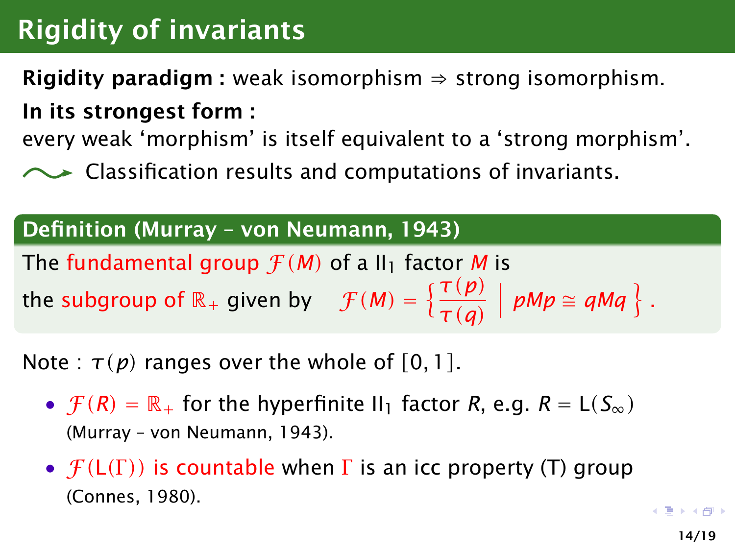# Rigidity of invariants

**Rigidity paradigm :** weak isomorphism ⇒ strong isomorphism.

**In its strongest form :**
every weak 'morphism' is itself equivalent to a 'strong morphism'.

⤳ Classification results and computations of invariants.

**Definition (Murray – von Neumann, 1943)**

The fundamental group $\mathcal{F}(M)$ of a $\mathrm{II}_1$ factor $M$ is the subgroup of $\mathbb{R}_+$ given by $\mathcal{F}(M) = \left\{ \frac{\tau(p)}{\tau(q)} \;\middle|\; pMp \cong qMq \right\}$.

Note : $\tau(p)$ ranges over the whole of $[0, 1]$.

- $\mathcal{F}(R) = \mathbb{R}_+$ for the hyperfinite $\mathrm{II}_1$ factor $R$, e.g. $R = \mathrm{L}(S_\infty)$ (Murray – von Neumann, 1943).
- $\mathcal{F}(\mathrm{L}(\Gamma))$ is countable when $\Gamma$ is an icc property (T) group (Connes, 1980).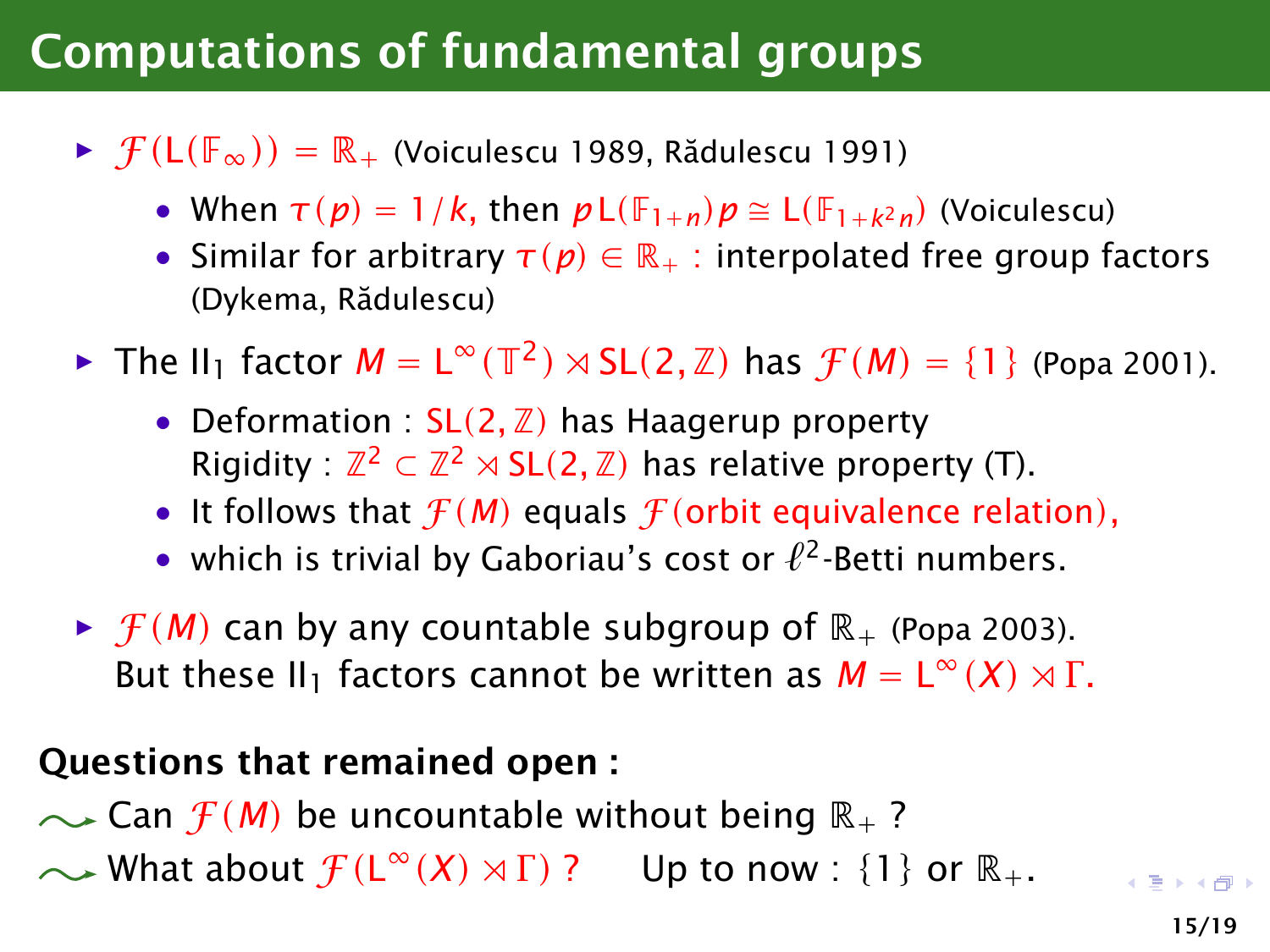# Computations of fundamental groups

- $\mathcal{F}(\mathrm{L}(\mathbb{F}_\infty)) = \mathbb{R}_+$ (Voiculescu 1989, Rădulescu 1991)
  - When $\tau(p) = 1/k$, then $p\mathrm{L}(\mathbb{F}_{1+n})p \cong \mathrm{L}(\mathbb{F}_{1+k^2n})$ (Voiculescu)
  - Similar for arbitrary $\tau(p) \in \mathbb{R}_+$ : interpolated free group factors (Dykema, Rădulescu)
- The $\mathrm{II}_1$ factor $M = \mathrm{L}^\infty(\mathbb{T}^2) \rtimes \mathrm{SL}(2,\mathbb{Z})$ has $\mathcal{F}(M) = \{1\}$ (Popa 2001).
  - Deformation : $\mathrm{SL}(2,\mathbb{Z})$ has Haagerup property
    Rigidity : $\mathbb{Z}^2 \subset \mathbb{Z}^2 \rtimes \mathrm{SL}(2,\mathbb{Z})$ has relative property (T).
  - It follows that $\mathcal{F}(M)$ equals $\mathcal{F}$(orbit equivalence relation),
  - which is trivial by Gaboriau's cost or $\ell^2$-Betti numbers.
- $\mathcal{F}(M)$ can by any countable subgroup of $\mathbb{R}_+$ (Popa 2003).
  But these $\mathrm{II}_1$ factors cannot be written as $M = \mathrm{L}^\infty(X) \rtimes \Gamma$.

**Questions that remained open :**

⇝ Can $\mathcal{F}(M)$ be uncountable without being $\mathbb{R}_+$ ?

⇝ What about $\mathcal{F}(\mathrm{L}^\infty(X) \rtimes \Gamma)$ ?  Up to now : $\{1\}$ or $\mathbb{R}_+$.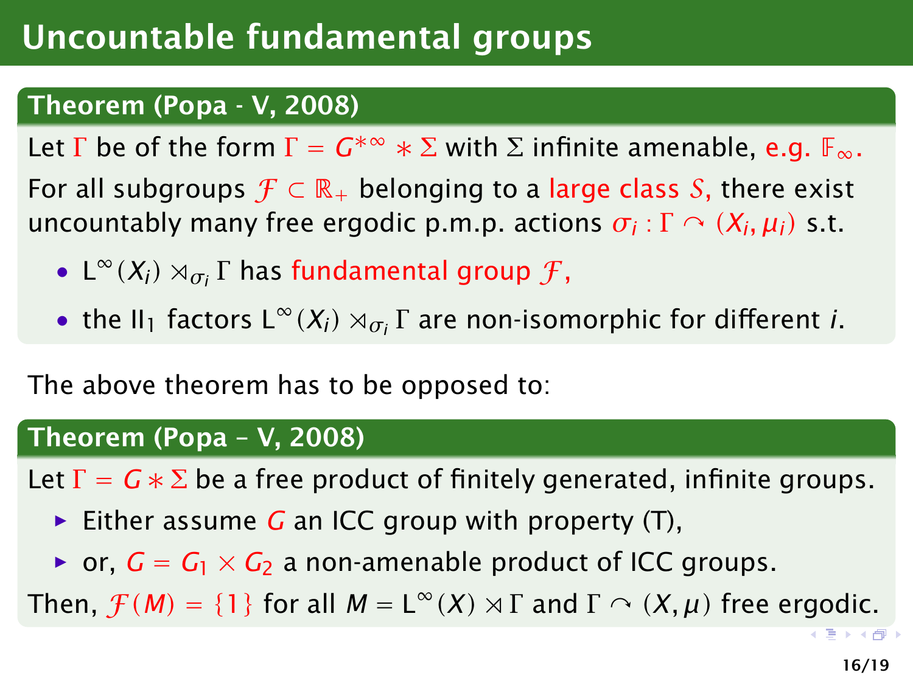# Uncountable fundamental groups

**Theorem (Popa - V, 2008)**

Let $\Gamma$ be of the form $\Gamma = G^{*\infty} * \Sigma$ with $\Sigma$ infinite amenable, e.g. $\mathbb{F}_\infty$.

For all subgroups $\mathcal{F} \subset \mathbb{R}_+$ belonging to a large class $\mathcal{S}$, there exist uncountably many free ergodic p.m.p. actions $\sigma_i : \Gamma \curvearrowright (X_i, \mu_i)$ s.t.

- $\mathrm{L}^\infty(X_i) \rtimes_{\sigma_i} \Gamma$ has fundamental group $\mathcal{F}$,
- the $\mathrm{II}_1$ factors $\mathrm{L}^\infty(X_i) \rtimes_{\sigma_i} \Gamma$ are non-isomorphic for different $i$.

The above theorem has to be opposed to:

**Theorem (Popa – V, 2008)**

Let $\Gamma = G * \Sigma$ be a free product of finitely generated, infinite groups.

- Either assume $G$ an ICC group with property (T),
- or, $G = G_1 \times G_2$ a non-amenable product of ICC groups.

Then, $\mathcal{F}(M) = \{1\}$ for all $M = \mathrm{L}^\infty(X) \rtimes \Gamma$ and $\Gamma \curvearrowright (X, \mu)$ free ergodic.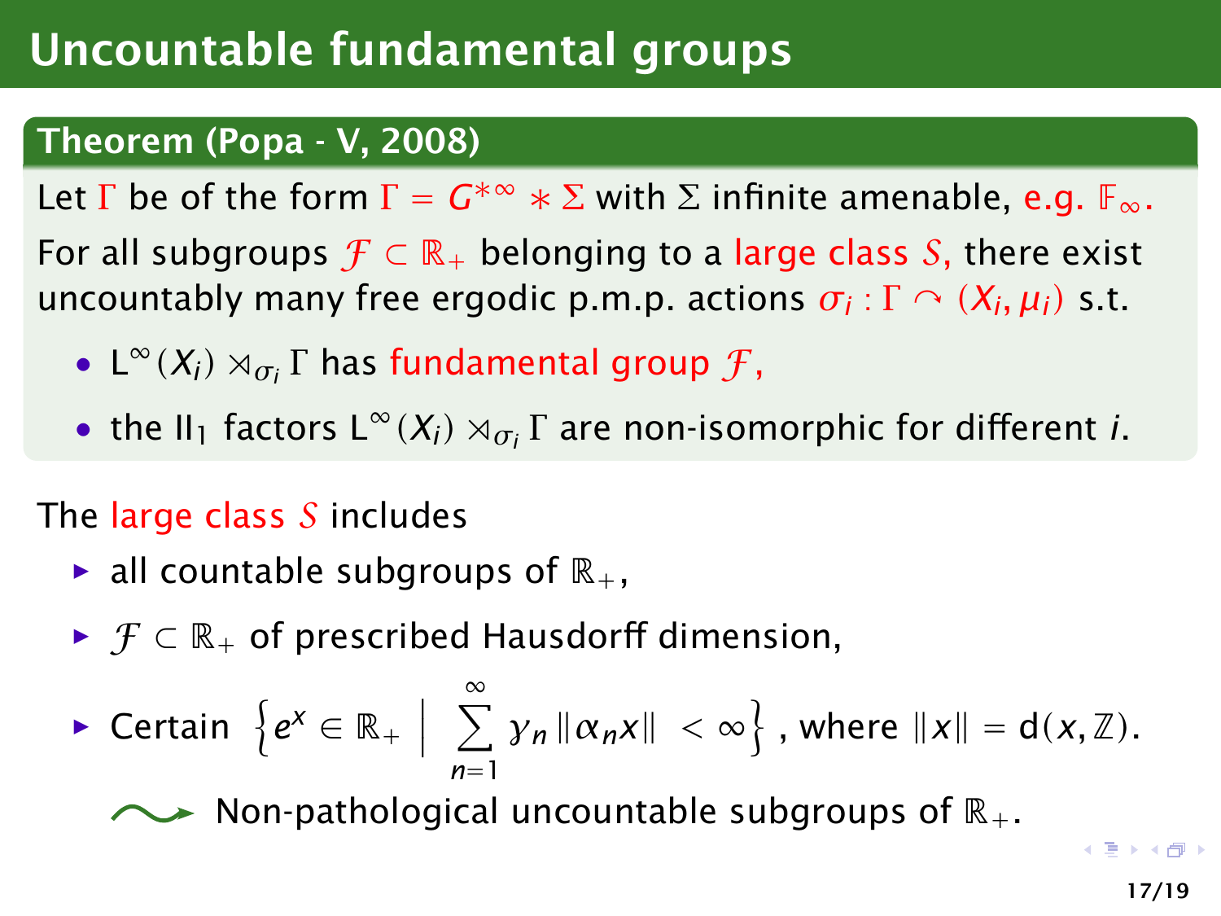# Uncountable fundamental groups

**Theorem (Popa - V, 2008)**

Let $\Gamma$ be of the form $\Gamma = G^{*\infty} * \Sigma$ with $\Sigma$ infinite amenable, e.g. $\mathbb{F}_\infty$.

For all subgroups $\mathcal{F} \subset \mathbb{R}_+$ belonging to a large class $\mathcal{S}$, there exist uncountably many free ergodic p.m.p. actions $\sigma_i : \Gamma \curvearrowright (X_i, \mu_i)$ s.t.

- $\mathrm{L}^\infty(X_i) \rtimes_{\sigma_i} \Gamma$ has fundamental group $\mathcal{F}$,
- the $\mathrm{II}_1$ factors $\mathrm{L}^\infty(X_i) \rtimes_{\sigma_i} \Gamma$ are non-isomorphic for different $i$.

The large class $\mathcal{S}$ includes

- all countable subgroups of $\mathbb{R}_+$,
- $\mathcal{F} \subset \mathbb{R}_+$ of prescribed Hausdorff dimension,
- Certain $\left\{ e^x \in \mathbb{R}_+ \;\middle|\; \sum_{n=1}^{\infty} \gamma_n \|\alpha_n x\| < \infty \right\}$, where $\|x\| = \mathrm{d}(x, \mathbb{Z})$.

  $\rightsquigarrow$ Non-pathological uncountable subgroups of $\mathbb{R}_+$.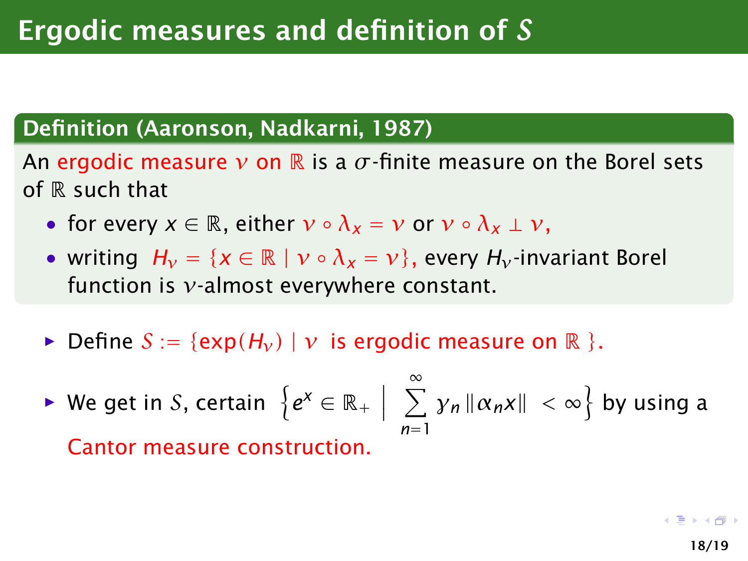# Ergodic measures and definition of $\mathcal{S}$

**Definition (Aaronson, Nadkarni, 1987)**

An ergodic measure $\nu$ on $\mathbb{R}$ is a $\sigma$-finite measure on the Borel sets of $\mathbb{R}$ such that

- for every $x \in \mathbb{R}$, either $\nu \circ \lambda_x = \nu$ or $\nu \circ \lambda_x \perp \nu$,
- writing $H_\nu = \{x \in \mathbb{R} \mid \nu \circ \lambda_x = \nu\}$, every $H_\nu$-invariant Borel function is $\nu$-almost everywhere constant.

- Define $\mathcal{S} := \{\exp(H_\nu) \mid \nu \text{ is ergodic measure on } \mathbb{R}\}$.
- We get in $\mathcal{S}$, certain $\left\{e^x \in \mathbb{R}_+ \;\middle|\; \sum_{n=1}^{\infty} \gamma_n \|\alpha_n x\| < \infty\right\}$ by using a Cantor measure construction.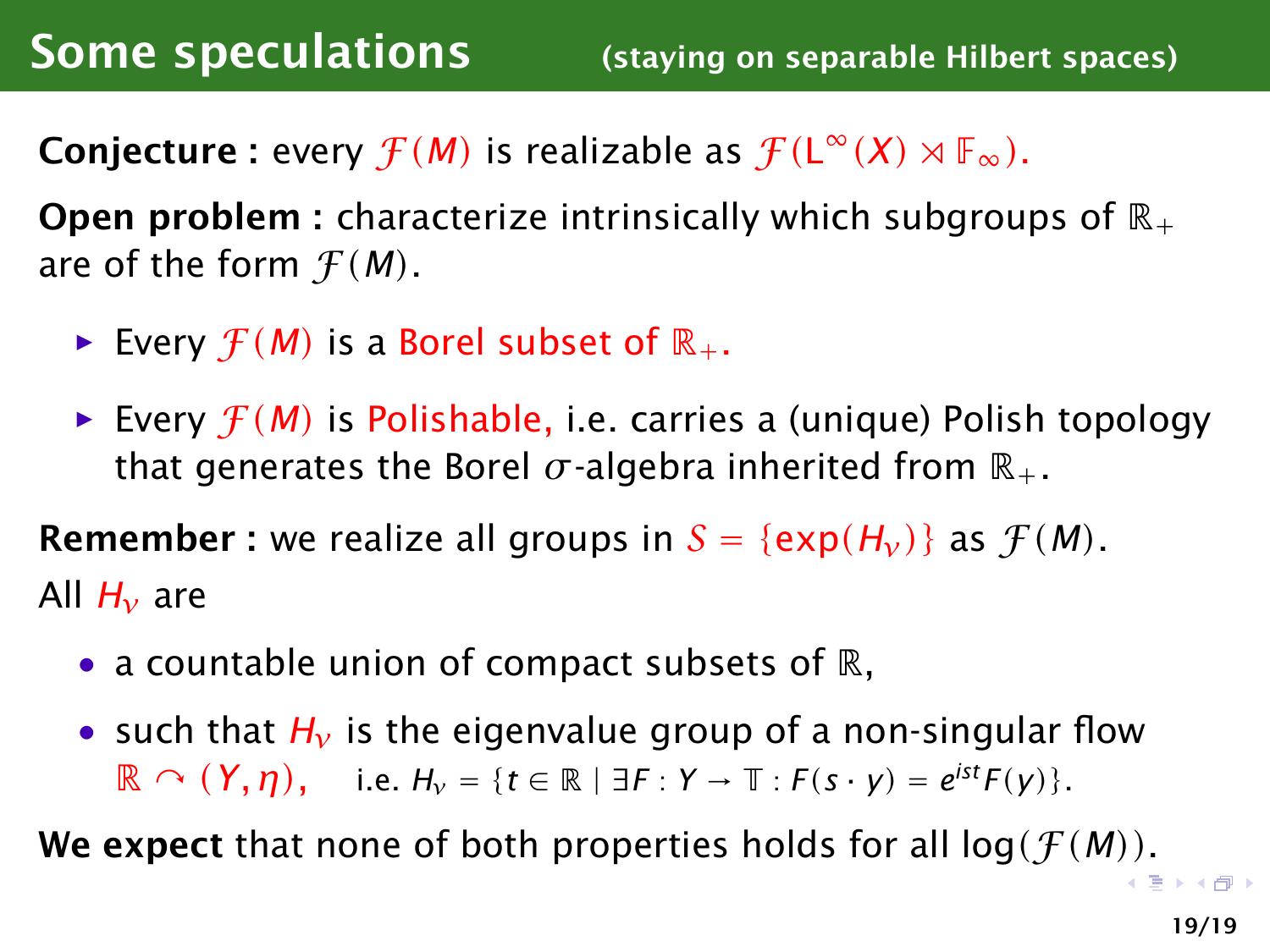# Some speculations (staying on separable Hilbert spaces)

**Conjecture :** every $\mathcal{F}(M)$ is realizable as $\mathcal{F}(\mathrm{L}^\infty(X) \rtimes \mathbb{F}_\infty)$.

**Open problem :** characterize intrinsically which subgroups of $\mathbb{R}_+$ are of the form $\mathcal{F}(M)$.

- Every $\mathcal{F}(M)$ is a Borel subset of $\mathbb{R}_+$.
- Every $\mathcal{F}(M)$ is Polishable, i.e. carries a (unique) Polish topology that generates the Borel $\sigma$-algebra inherited from $\mathbb{R}_+$.

**Remember :** we realize all groups in $\mathcal{S} = \{\exp(H_\nu)\}$ as $\mathcal{F}(M)$.

All $H_\nu$ are

- a countable union of compact subsets of $\mathbb{R}$,
- such that $H_\nu$ is the eigenvalue group of a non-singular flow $\mathbb{R} \curvearrowright (Y, \eta)$, i.e. $H_\nu = \{t \in \mathbb{R} \mid \exists F : Y \to \mathbb{T} : F(s \cdot y) = e^{ist} F(y)\}$.

**We expect** that none of both properties holds for all $\log(\mathcal{F}(M))$.